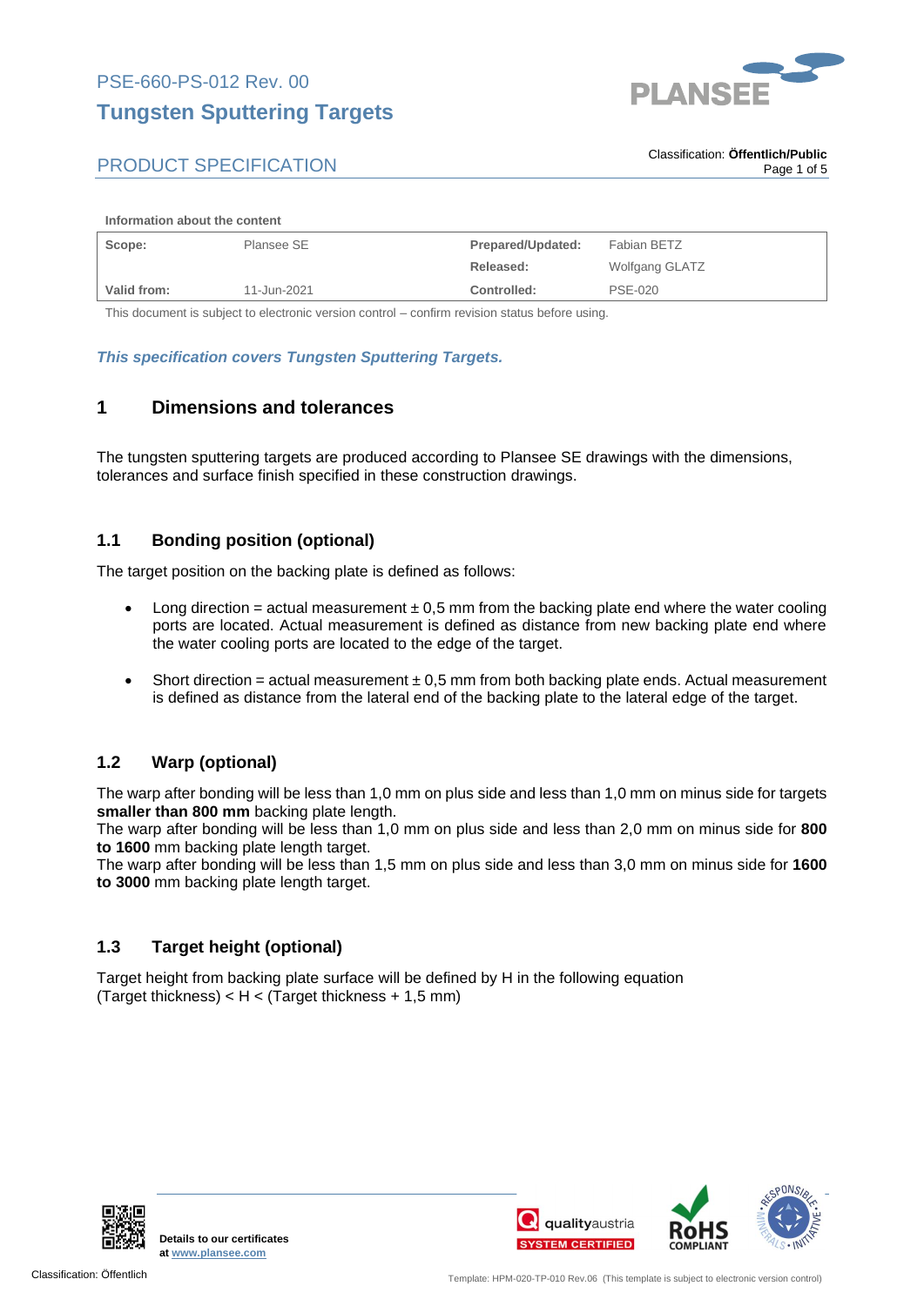PSE-660-PS-012 Rev. 00

# Tungsten Sputtering Targets

PRODUCT SPECIFICATION

Classification: **Öffentlich/Public**

**Information about the content**

| **Scope:** | Plansee SE | **Prepared/Updated:** | Fabian BETZ |
|---|---|---|---|
| | | **Released:** | Wolfgang GLATZ |
| **Valid from:** | 11-Jun-2021 | **Controlled:** | PSE-020 |

This document is subject to electronic version control – confirm revision status before using.

***This specification covers Tungsten Sputtering Targets.***

## 1 Dimensions and tolerances

The tungsten sputtering targets are produced according to Plansee SE drawings with the dimensions, tolerances and surface finish specified in these construction drawings.

### 1.1 Bonding position (optional)

The target position on the backing plate is defined as follows:

- Long direction = actual measurement ± 0,5 mm from the backing plate end where the water cooling ports are located. Actual measurement is defined as distance from new backing plate end where the water cooling ports are located to the edge of the target.
- Short direction = actual measurement ± 0,5 mm from both backing plate ends. Actual measurement is defined as distance from the lateral end of the backing plate to the lateral edge of the target.

### 1.2 Warp (optional)

The warp after bonding will be less than 1,0 mm on plus side and less than 1,0 mm on minus side for targets **smaller than 800 mm** backing plate length.
The warp after bonding will be less than 1,0 mm on plus side and less than 2,0 mm on minus side for **800 to 1600** mm backing plate length target.
The warp after bonding will be less than 1,5 mm on plus side and less than 3,0 mm on minus side for **1600 to 3000** mm backing plate length target.

### 1.3 Target height (optional)

Target height from backing plate surface will be defined by H in the following equation
(Target thickness) < H < (Target thickness + 1,5 mm)

**Details to our certificates at www.plansee.com**

Classification: Öffentlich

Template: HPM-020-TP-010 Rev.06 (This template is subject to electronic version control)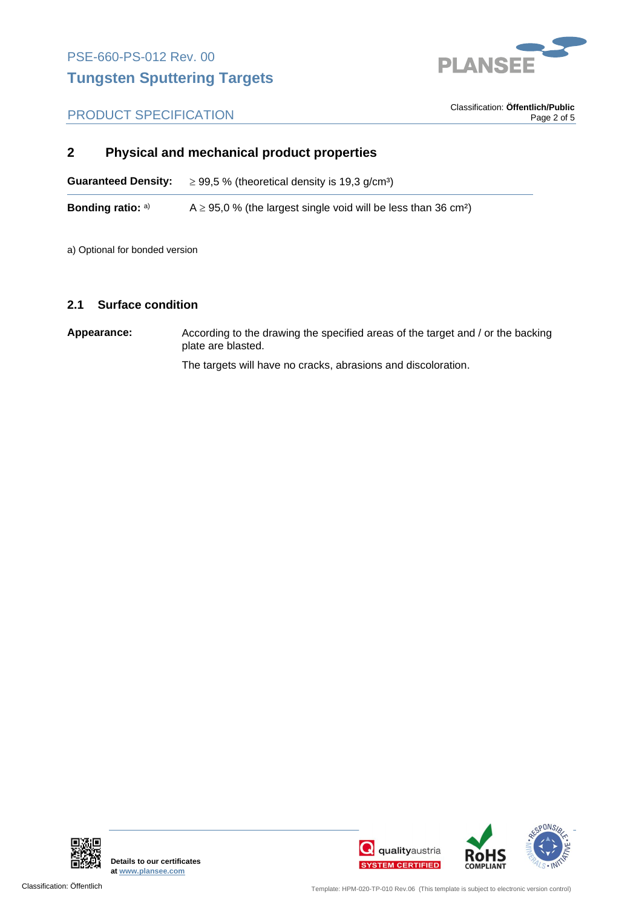## 2 Physical and mechanical product properties

| | |
|---|---|
| **Guaranteed Density:** | $\geq$ 99,5 % (theoretical density is 19,3 g/cm³) |
| **Bonding ratio:** [a] | A $\geq$ 95,0 % (the largest single void will be less than 36 cm²) |

a) Optional for bonded version

### 2.1 Surface condition

**Appearance:** According to the drawing the specified areas of the target and / or the backing plate are blasted.

The targets will have no cracks, abrasions and discoloration.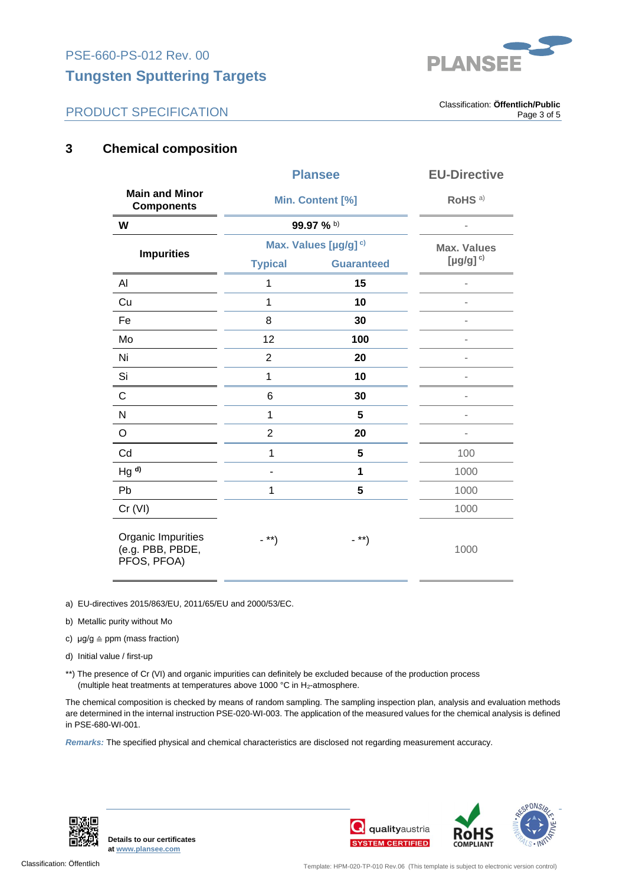## 3 Chemical composition

| Main and Minor Components | Plansee Min. Content [%] | | EU-Directive RoHS [a] |
|---|---|---|---|
| W | 99.97 % [b] | | - |
| **Impurities** | **Max. Values [µg/g] [c]** | | **Max. Values [µg/g] [c]** |
| | **Typical** | **Guaranteed** | |
| Al | 1 | **15** | - |
| Cu | 1 | **10** | - |
| Fe | 8 | **30** | - |
| Mo | 12 | **100** | - |
| Ni | 2 | **20** | - |
| Si | 1 | **10** | - |
| C | 6 | **30** | - |
| N | 1 | **5** | - |
| O | 2 | **20** | - |
| Cd | 1 | **5** | 100 |
| Hg [d] | - | **1** | 1000 |
| Pb | 1 | **5** | 1000 |
| Cr (VI) | - **) | - **) | 1000 |
| Organic Impurities (e.g. PBB, PBDE, PFOS, PFOA) | | | 1000 |

a) EU-directives 2015/863/EU, 2011/65/EU and 2000/53/EC.

b) Metallic purity without Mo

c) µg/g ≙ ppm (mass fraction)

d) Initial value / first-up

**) The presence of Cr (VI) and organic impurities can definitely be excluded because of the production process (multiple heat treatments at temperatures above 1000 °C in $H_2$-atmosphere.

The chemical composition is checked by means of random sampling. The sampling inspection plan, analysis and evaluation methods are determined in the internal instruction PSE-020-WI-003. The application of the measured values for the chemical analysis is defined in PSE-680-WI-001.

***Remarks:*** The specified physical and chemical characteristics are disclosed not regarding measurement accuracy.

**Details to our certificates at www.plansee.com**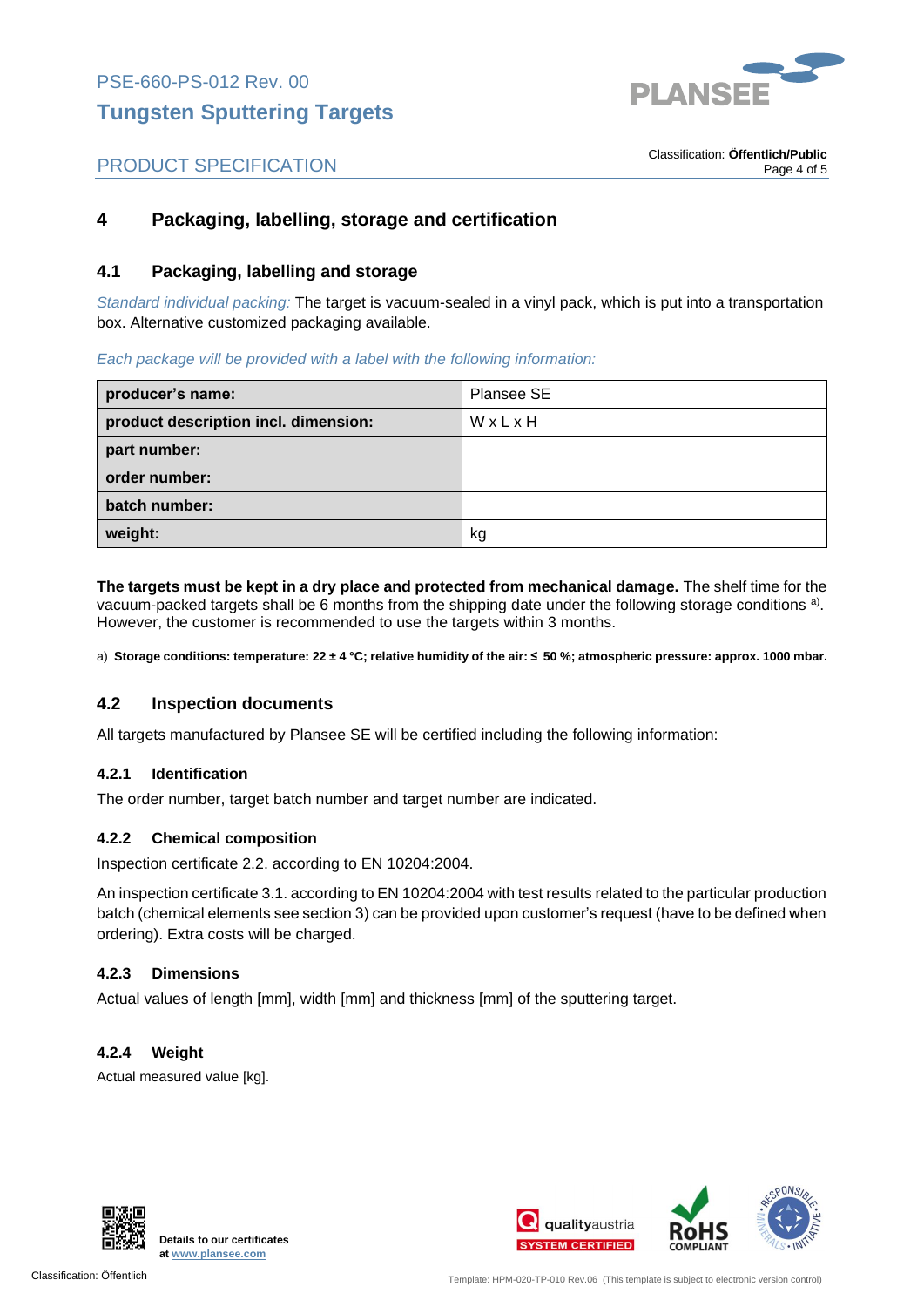## 4 Packaging, labelling, storage and certification

### 4.1 Packaging, labelling and storage

*Standard individual packing:* The target is vacuum-sealed in a vinyl pack, which is put into a transportation box. Alternative customized packaging available.

*Each package will be provided with a label with the following information:*

| | |
|---|---|
| **producer's name:** | Plansee SE |
| **product description incl. dimension:** | W x L x H |
| **part number:** | |
| **order number:** | |
| **batch number:** | |
| **weight:** | kg |

**The targets must be kept in a dry place and protected from mechanical damage.** The shelf time for the vacuum-packed targets shall be 6 months from the shipping date under the following storage conditions [a]. However, the customer is recommended to use the targets within 3 months.

a) **Storage conditions: temperature: 22 ± 4 °C; relative humidity of the air: ≤ 50 %; atmospheric pressure: approx. 1000 mbar.**

### 4.2 Inspection documents

All targets manufactured by Plansee SE will be certified including the following information:

#### 4.2.1 Identification

The order number, target batch number and target number are indicated.

#### 4.2.2 Chemical composition

Inspection certificate 2.2. according to EN 10204:2004.

An inspection certificate 3.1. according to EN 10204:2004 with test results related to the particular production batch (chemical elements see section 3) can be provided upon customer's request (have to be defined when ordering). Extra costs will be charged.

#### 4.2.3 Dimensions

Actual values of length [mm], width [mm] and thickness [mm] of the sputtering target.

#### 4.2.4 Weight

Actual measured value [kg].

**Details to our certificates at www.plansee.com**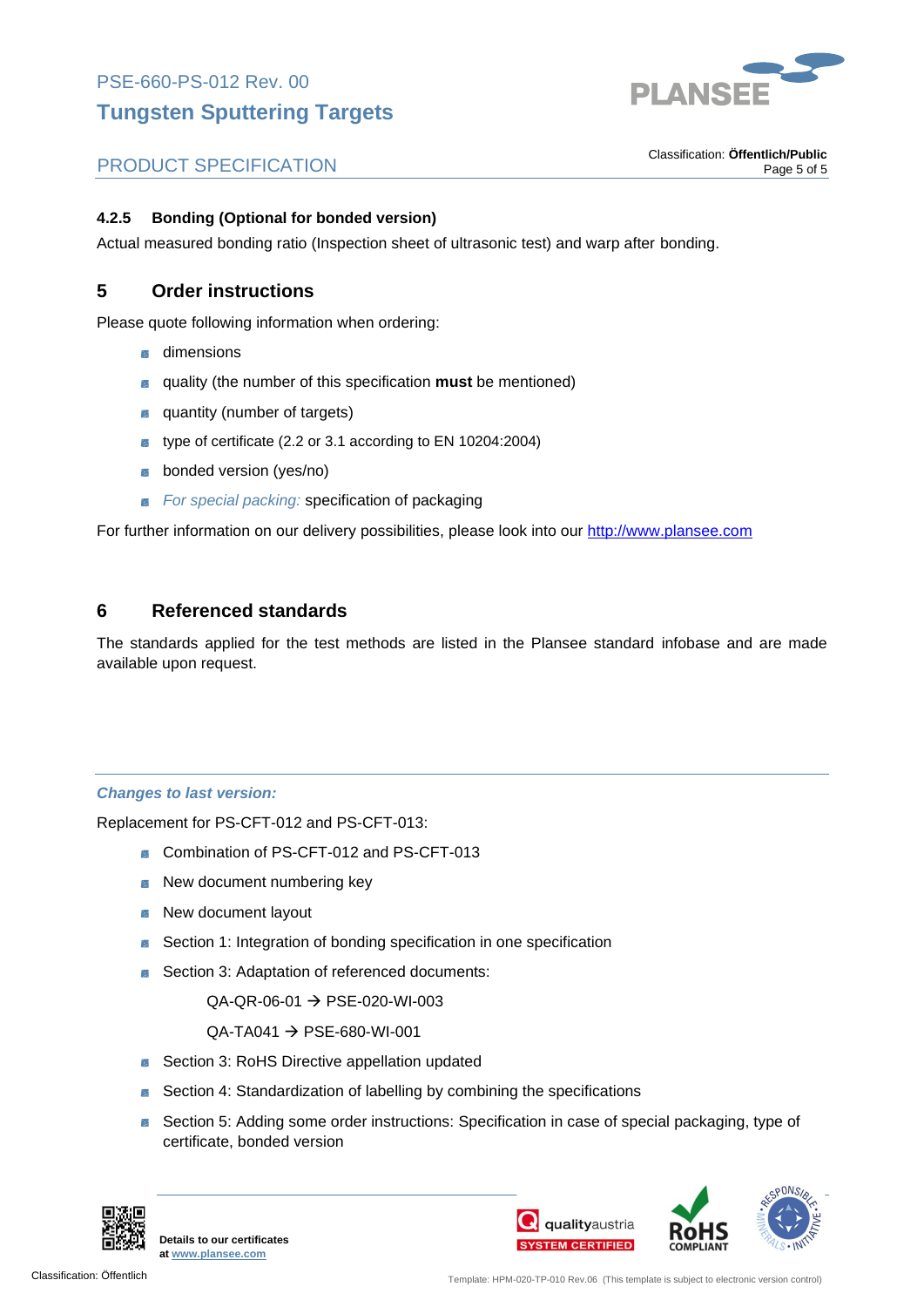#### 4.2.5 Bonding (Optional for bonded version)

Actual measured bonding ratio (Inspection sheet of ultrasonic test) and warp after bonding.

## 5 Order instructions

Please quote following information when ordering:

- dimensions
- quality (the number of this specification **must** be mentioned)
- quantity (number of targets)
- type of certificate (2.2 or 3.1 according to EN 10204:2004)
- bonded version (yes/no)
- *For special packing:* specification of packaging

For further information on our delivery possibilities, please look into our http://www.plansee.com

## 6 Referenced standards

The standards applied for the test methods are listed in the Plansee standard infobase and are made available upon request.

***Changes to last version:***

Replacement for PS-CFT-012 and PS-CFT-013:

- Combination of PS-CFT-012 and PS-CFT-013
- New document numbering key
- New document layout
- Section 1: Integration of bonding specification in one specification
- Section 3: Adaptation of referenced documents:

  QA-QR-06-01 → PSE-020-WI-003

  QA-TA041 → PSE-680-WI-001
- Section 3: RoHS Directive appellation updated
- Section 4: Standardization of labelling by combining the specifications
- Section 5: Adding some order instructions: Specification in case of special packaging, type of certificate, bonded version

**Details to our certificates at www.plansee.com**